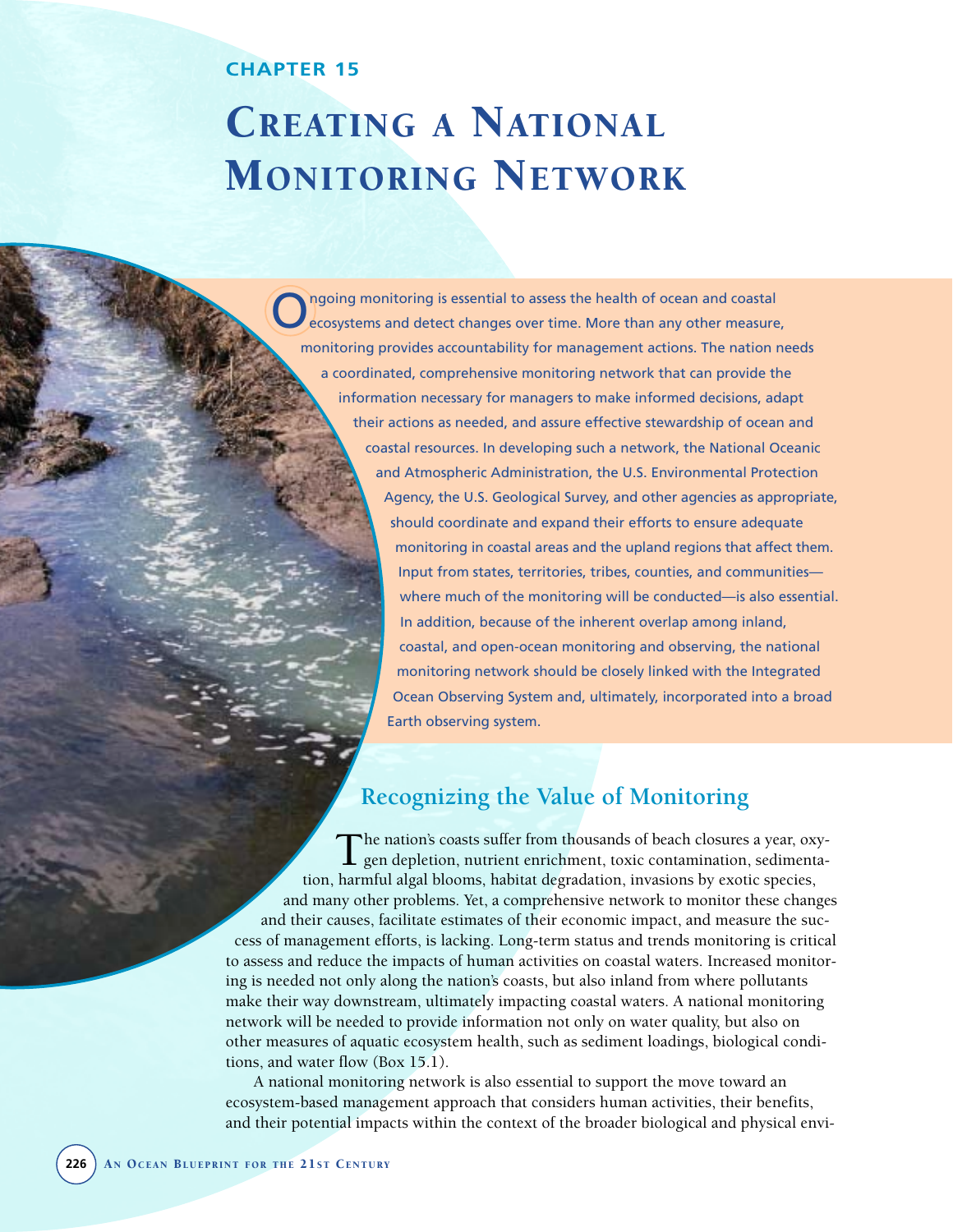CHAPTER 15

# Creating a National Monitoring Network

Ongoing monitoring is essential to assess the health of ocean and coastal ecosystems and detect changes over time. More than any other measure, monitoring provides accountability for management actions. The nation needs a coordinated, comprehensive monitoring network that can provide the information necessary for managers to make informed decisions, adapt their actions as needed, and assure effective stewardship of ocean and coastal resources. In developing such a network, the National Oceanic and Atmospheric Administration, the U.S. Environmental Protection Agency, the U.S. Geological Survey, and other agencies as appropriate, should coordinate and expand their efforts to ensure adequate monitoring in coastal areas and the upland regions that affect them. Input from states, territories, tribes, counties, and communities—where much of the monitoring will be conducted—is also essential. In addition, because of the inherent overlap among inland, coastal, and open-ocean monitoring and observing, the national monitoring network should be closely linked with the Integrated Ocean Observing System and, ultimately, incorporated into a broad Earth observing system.

## Recognizing the Value of Monitoring

The nation's coasts suffer from thousands of beach closures a year, oxygen depletion, nutrient enrichment, toxic contamination, sedimentation, harmful algal blooms, habitat degradation, invasions by exotic species, and many other problems. Yet, a comprehensive network to monitor these changes and their causes, facilitate estimates of their economic impact, and measure the success of management efforts, is lacking. Long-term status and trends monitoring is critical to assess and reduce the impacts of human activities on coastal waters. Increased monitoring is needed not only along the nation's coasts, but also inland from where pollutants make their way downstream, ultimately impacting coastal waters. A national monitoring network will be needed to provide information not only on water quality, but also on other measures of aquatic ecosystem health, such as sediment loadings, biological conditions, and water flow (Box 15.1).

A national monitoring network is also essential to support the move toward an ecosystem-based management approach that considers human activities, their benefits, and their potential impacts within the context of the broader biological and physical envi-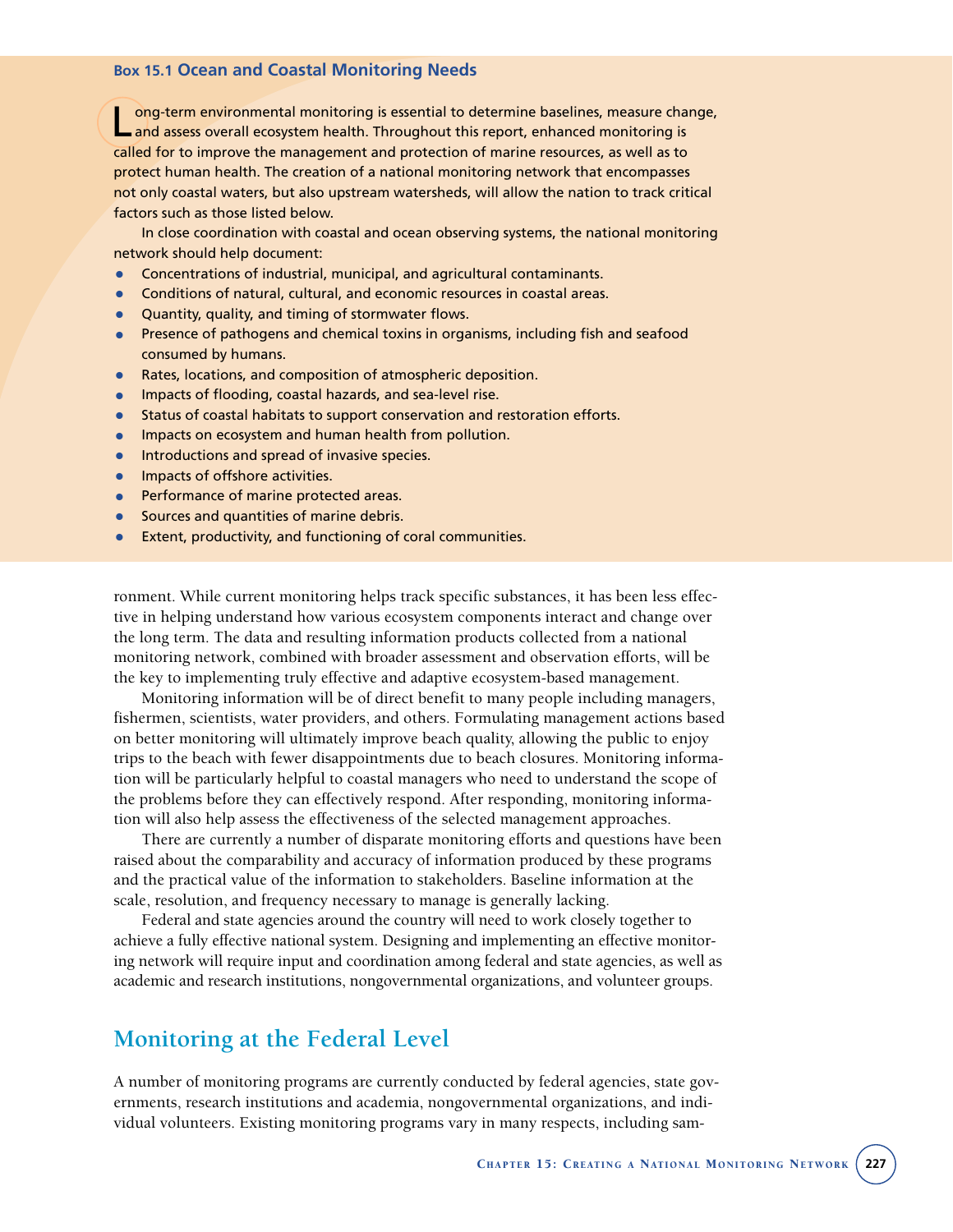### Box 15.1 Ocean and Coastal Monitoring Needs

Long-term environmental monitoring is essential to determine baselines, measure change, and assess overall ecosystem health. Throughout this report, enhanced monitoring is called for to improve the management and protection of marine resources, as well as to protect human health. The creation of a national monitoring network that encompasses not only coastal waters, but also upstream watersheds, will allow the nation to track critical factors such as those listed below.

In close coordination with coastal and ocean observing systems, the national monitoring network should help document:

- Concentrations of industrial, municipal, and agricultural contaminants.
- Conditions of natural, cultural, and economic resources in coastal areas.
- Quantity, quality, and timing of stormwater flows.
- Presence of pathogens and chemical toxins in organisms, including fish and seafood consumed by humans.
- Rates, locations, and composition of atmospheric deposition.
- Impacts of flooding, coastal hazards, and sea-level rise.
- Status of coastal habitats to support conservation and restoration efforts.
- Impacts on ecosystem and human health from pollution.
- Introductions and spread of invasive species.
- Impacts of offshore activities.
- Performance of marine protected areas.
- Sources and quantities of marine debris.
- Extent, productivity, and functioning of coral communities.

ronment. While current monitoring helps track specific substances, it has been less effective in helping understand how various ecosystem components interact and change over the long term. The data and resulting information products collected from a national monitoring network, combined with broader assessment and observation efforts, will be the key to implementing truly effective and adaptive ecosystem-based management.

Monitoring information will be of direct benefit to many people including managers, fishermen, scientists, water providers, and others. Formulating management actions based on better monitoring will ultimately improve beach quality, allowing the public to enjoy trips to the beach with fewer disappointments due to beach closures. Monitoring information will be particularly helpful to coastal managers who need to understand the scope of the problems before they can effectively respond. After responding, monitoring information will also help assess the effectiveness of the selected management approaches.

There are currently a number of disparate monitoring efforts and questions have been raised about the comparability and accuracy of information produced by these programs and the practical value of the information to stakeholders. Baseline information at the scale, resolution, and frequency necessary to manage is generally lacking.

Federal and state agencies around the country will need to work closely together to achieve a fully effective national system. Designing and implementing an effective monitoring network will require input and coordination among federal and state agencies, as well as academic and research institutions, nongovernmental organizations, and volunteer groups.

## Monitoring at the Federal Level

A number of monitoring programs are currently conducted by federal agencies, state governments, research institutions and academia, nongovernmental organizations, and individual volunteers. Existing monitoring programs vary in many respects, including sam-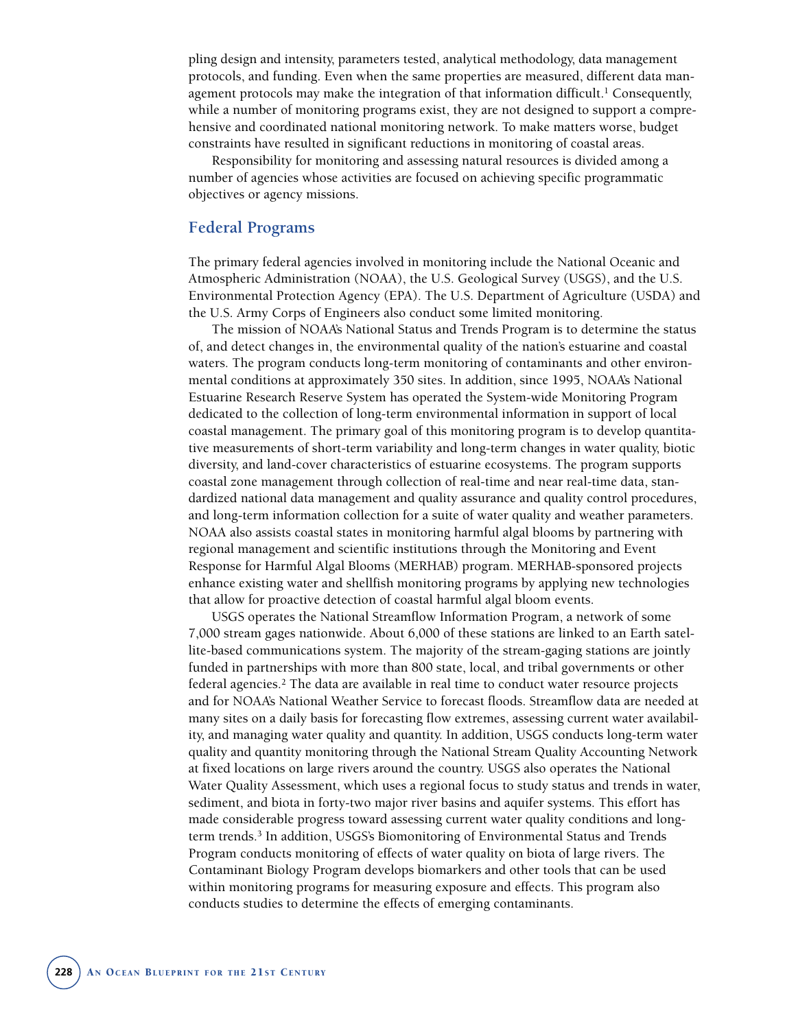pling design and intensity, parameters tested, analytical methodology, data management protocols, and funding. Even when the same properties are measured, different data management protocols may make the integration of that information difficult.[1] Consequently, while a number of monitoring programs exist, they are not designed to support a comprehensive and coordinated national monitoring network. To make matters worse, budget constraints have resulted in significant reductions in monitoring of coastal areas.

Responsibility for monitoring and assessing natural resources is divided among a number of agencies whose activities are focused on achieving specific programmatic objectives or agency missions.

## Federal Programs

The primary federal agencies involved in monitoring include the National Oceanic and Atmospheric Administration (NOAA), the U.S. Geological Survey (USGS), and the U.S. Environmental Protection Agency (EPA). The U.S. Department of Agriculture (USDA) and the U.S. Army Corps of Engineers also conduct some limited monitoring.

The mission of NOAA's National Status and Trends Program is to determine the status of, and detect changes in, the environmental quality of the nation's estuarine and coastal waters. The program conducts long-term monitoring of contaminants and other environmental conditions at approximately 350 sites. In addition, since 1995, NOAA's National Estuarine Research Reserve System has operated the System-wide Monitoring Program dedicated to the collection of long-term environmental information in support of local coastal management. The primary goal of this monitoring program is to develop quantitative measurements of short-term variability and long-term changes in water quality, biotic diversity, and land-cover characteristics of estuarine ecosystems. The program supports coastal zone management through collection of real-time and near real-time data, standardized national data management and quality assurance and quality control procedures, and long-term information collection for a suite of water quality and weather parameters. NOAA also assists coastal states in monitoring harmful algal blooms by partnering with regional management and scientific institutions through the Monitoring and Event Response for Harmful Algal Blooms (MERHAB) program. MERHAB-sponsored projects enhance existing water and shellfish monitoring programs by applying new technologies that allow for proactive detection of coastal harmful algal bloom events.

USGS operates the National Streamflow Information Program, a network of some 7,000 stream gages nationwide. About 6,000 of these stations are linked to an Earth satellite-based communications system. The majority of the stream-gaging stations are jointly funded in partnerships with more than 800 state, local, and tribal governments or other federal agencies.[2] The data are available in real time to conduct water resource projects and for NOAA's National Weather Service to forecast floods. Streamflow data are needed at many sites on a daily basis for forecasting flow extremes, assessing current water availability, and managing water quality and quantity. In addition, USGS conducts long-term water quality and quantity monitoring through the National Stream Quality Accounting Network at fixed locations on large rivers around the country. USGS also operates the National Water Quality Assessment, which uses a regional focus to study status and trends in water, sediment, and biota in forty-two major river basins and aquifer systems. This effort has made considerable progress toward assessing current water quality conditions and long-term trends.[3] In addition, USGS's Biomonitoring of Environmental Status and Trends Program conducts monitoring of effects of water quality on biota of large rivers. The Contaminant Biology Program develops biomarkers and other tools that can be used within monitoring programs for measuring exposure and effects. This program also conducts studies to determine the effects of emerging contaminants.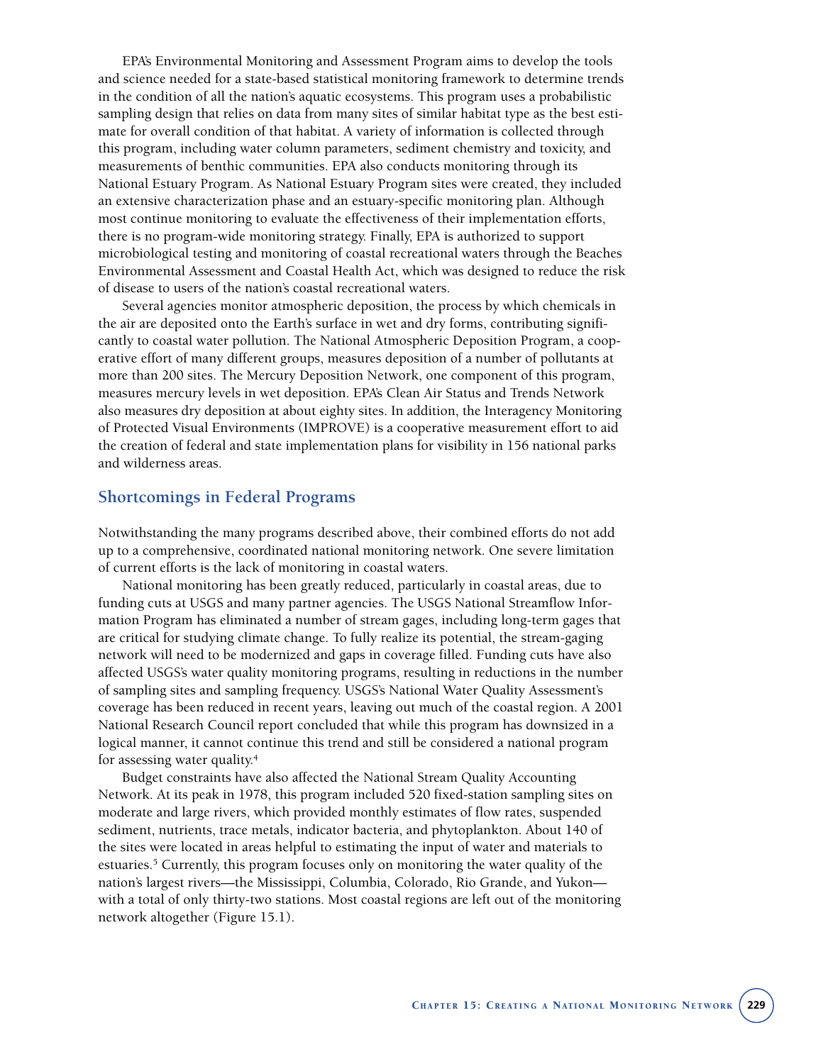EPA's Environmental Monitoring and Assessment Program aims to develop the tools and science needed for a state-based statistical monitoring framework to determine trends in the condition of all the nation's aquatic ecosystems. This program uses a probabilistic sampling design that relies on data from many sites of similar habitat type as the best estimate for overall condition of that habitat. A variety of information is collected through this program, including water column parameters, sediment chemistry and toxicity, and measurements of benthic communities. EPA also conducts monitoring through its National Estuary Program. As National Estuary Program sites were created, they included an extensive characterization phase and an estuary-specific monitoring plan. Although most continue monitoring to evaluate the effectiveness of their implementation efforts, there is no program-wide monitoring strategy. Finally, EPA is authorized to support microbiological testing and monitoring of coastal recreational waters through the Beaches Environmental Assessment and Coastal Health Act, which was designed to reduce the risk of disease to users of the nation's coastal recreational waters.

Several agencies monitor atmospheric deposition, the process by which chemicals in the air are deposited onto the Earth's surface in wet and dry forms, contributing significantly to coastal water pollution. The National Atmospheric Deposition Program, a cooperative effort of many different groups, measures deposition of a number of pollutants at more than 200 sites. The Mercury Deposition Network, one component of this program, measures mercury levels in wet deposition. EPA's Clean Air Status and Trends Network also measures dry deposition at about eighty sites. In addition, the Interagency Monitoring of Protected Visual Environments (IMPROVE) is a cooperative measurement effort to aid the creation of federal and state implementation plans for visibility in 156 national parks and wilderness areas.

## Shortcomings in Federal Programs

Notwithstanding the many programs described above, their combined efforts do not add up to a comprehensive, coordinated national monitoring network. One severe limitation of current efforts is the lack of monitoring in coastal waters.

National monitoring has been greatly reduced, particularly in coastal areas, due to funding cuts at USGS and many partner agencies. The USGS National Streamflow Information Program has eliminated a number of stream gages, including long-term gages that are critical for studying climate change. To fully realize its potential, the stream-gaging network will need to be modernized and gaps in coverage filled. Funding cuts have also affected USGS's water quality monitoring programs, resulting in reductions in the number of sampling sites and sampling frequency. USGS's National Water Quality Assessment's coverage has been reduced in recent years, leaving out much of the coastal region. A 2001 National Research Council report concluded that while this program has downsized in a logical manner, it cannot continue this trend and still be considered a national program for assessing water quality.[4]

Budget constraints have also affected the National Stream Quality Accounting Network. At its peak in 1978, this program included 520 fixed-station sampling sites on moderate and large rivers, which provided monthly estimates of flow rates, suspended sediment, nutrients, trace metals, indicator bacteria, and phytoplankton. About 140 of the sites were located in areas helpful to estimating the input of water and materials to estuaries.[5] Currently, this program focuses only on monitoring the water quality of the nation's largest rivers—the Mississippi, Columbia, Colorado, Rio Grande, and Yukon—with a total of only thirty-two stations. Most coastal regions are left out of the monitoring network altogether (Figure 15.1).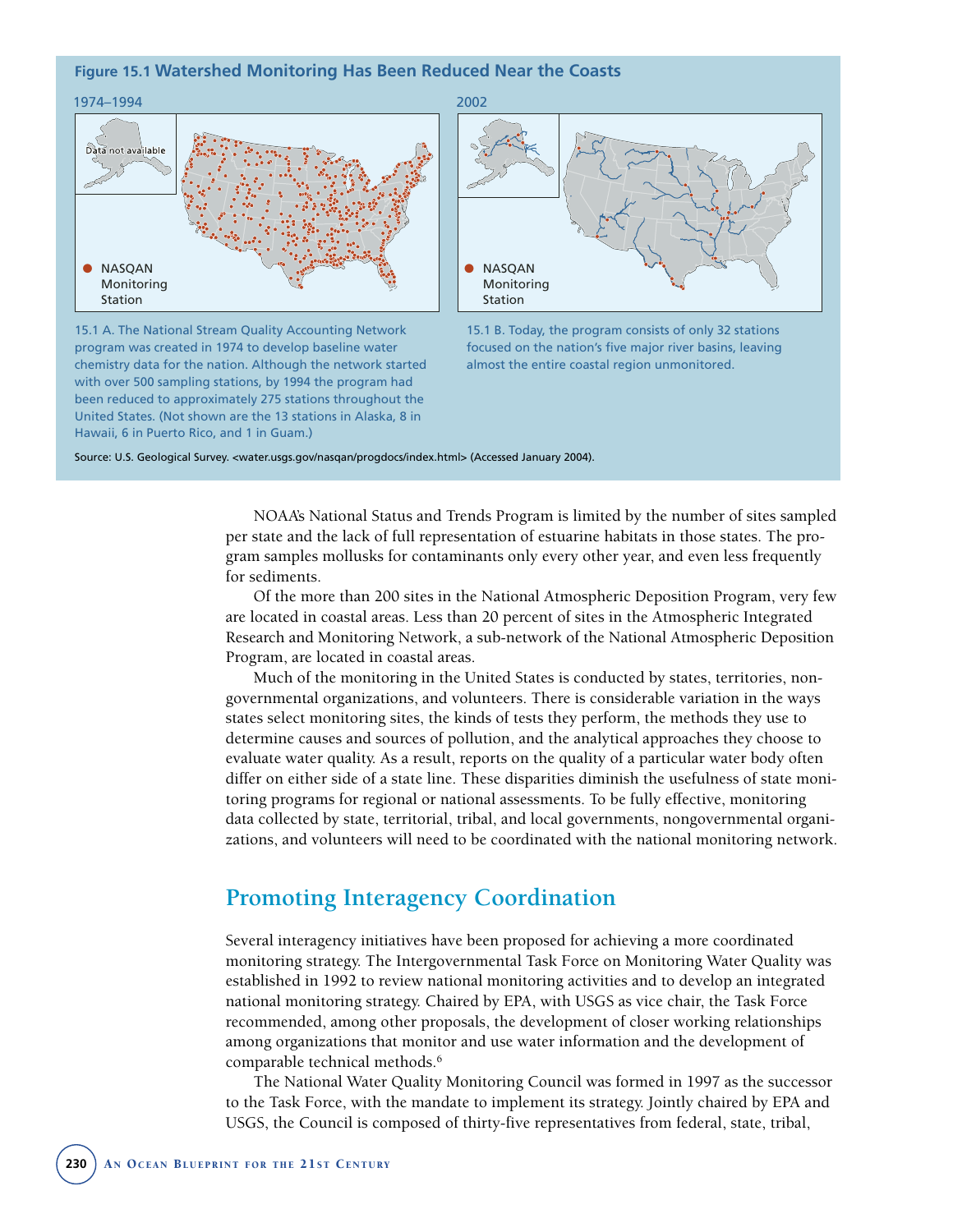**Figure 15.1 Watershed Monitoring Has Been Reduced Near the Coasts**

1974–1994

Data not available

● NASQAN Monitoring Station

2002

● NASQAN Monitoring Station

15.1 A. The National Stream Quality Accounting Network program was created in 1974 to develop baseline water chemistry data for the nation. Although the network started with over 500 sampling stations, by 1994 the program had been reduced to approximately 275 stations throughout the United States. (Not shown are the 13 stations in Alaska, 8 in Hawaii, 6 in Puerto Rico, and 1 in Guam.)

15.1 B. Today, the program consists of only 32 stations focused on the nation's five major river basins, leaving almost the entire coastal region unmonitored.

Source: U.S. Geological Survey. <water.usgs.gov/nasqan/progdocs/index.html> (Accessed January 2004).

NOAA's National Status and Trends Program is limited by the number of sites sampled per state and the lack of full representation of estuarine habitats in those states. The program samples mollusks for contaminants only every other year, and even less frequently for sediments.

Of the more than 200 sites in the National Atmospheric Deposition Program, very few are located in coastal areas. Less than 20 percent of sites in the Atmospheric Integrated Research and Monitoring Network, a sub-network of the National Atmospheric Deposition Program, are located in coastal areas.

Much of the monitoring in the United States is conducted by states, territories, nongovernmental organizations, and volunteers. There is considerable variation in the ways states select monitoring sites, the kinds of tests they perform, the methods they use to determine causes and sources of pollution, and the analytical approaches they choose to evaluate water quality. As a result, reports on the quality of a particular water body often differ on either side of a state line. These disparities diminish the usefulness of state monitoring programs for regional or national assessments. To be fully effective, monitoring data collected by state, territorial, tribal, and local governments, nongovernmental organizations, and volunteers will need to be coordinated with the national monitoring network.

## Promoting Interagency Coordination

Several interagency initiatives have been proposed for achieving a more coordinated monitoring strategy. The Intergovernmental Task Force on Monitoring Water Quality was established in 1992 to review national monitoring activities and to develop an integrated national monitoring strategy. Chaired by EPA, with USGS as vice chair, the Task Force recommended, among other proposals, the development of closer working relationships among organizations that monitor and use water information and the development of comparable technical methods.[6]

The National Water Quality Monitoring Council was formed in 1997 as the successor to the Task Force, with the mandate to implement its strategy. Jointly chaired by EPA and USGS, the Council is composed of thirty-five representatives from federal, state, tribal,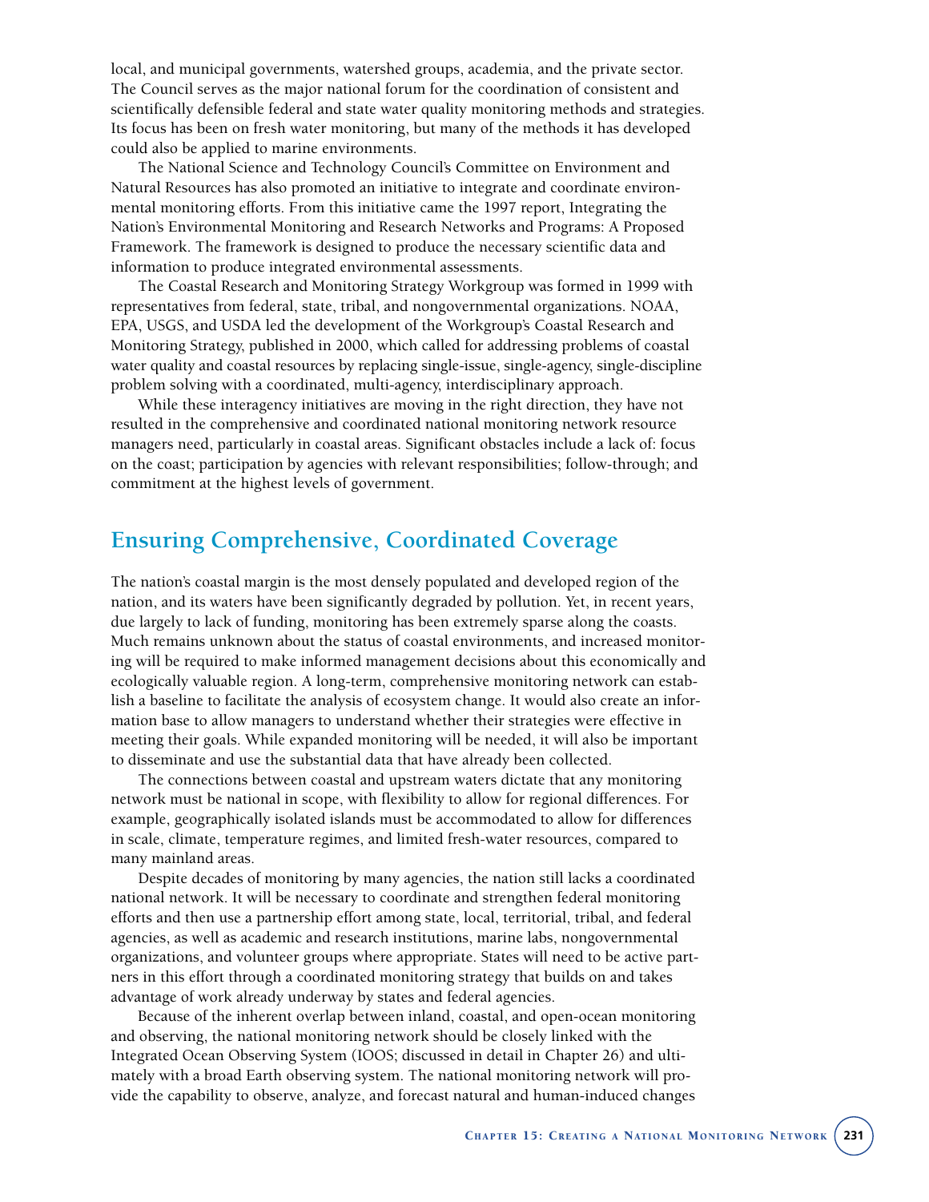local, and municipal governments, watershed groups, academia, and the private sector. The Council serves as the major national forum for the coordination of consistent and scientifically defensible federal and state water quality monitoring methods and strategies. Its focus has been on fresh water monitoring, but many of the methods it has developed could also be applied to marine environments.

The National Science and Technology Council's Committee on Environment and Natural Resources has also promoted an initiative to integrate and coordinate environmental monitoring efforts. From this initiative came the 1997 report, Integrating the Nation's Environmental Monitoring and Research Networks and Programs: A Proposed Framework. The framework is designed to produce the necessary scientific data and information to produce integrated environmental assessments.

The Coastal Research and Monitoring Strategy Workgroup was formed in 1999 with representatives from federal, state, tribal, and nongovernmental organizations. NOAA, EPA, USGS, and USDA led the development of the Workgroup's Coastal Research and Monitoring Strategy, published in 2000, which called for addressing problems of coastal water quality and coastal resources by replacing single-issue, single-agency, single-discipline problem solving with a coordinated, multi-agency, interdisciplinary approach.

While these interagency initiatives are moving in the right direction, they have not resulted in the comprehensive and coordinated national monitoring network resource managers need, particularly in coastal areas. Significant obstacles include a lack of: focus on the coast; participation by agencies with relevant responsibilities; follow-through; and commitment at the highest levels of government.

## Ensuring Comprehensive, Coordinated Coverage

The nation's coastal margin is the most densely populated and developed region of the nation, and its waters have been significantly degraded by pollution. Yet, in recent years, due largely to lack of funding, monitoring has been extremely sparse along the coasts. Much remains unknown about the status of coastal environments, and increased monitoring will be required to make informed management decisions about this economically and ecologically valuable region. A long-term, comprehensive monitoring network can establish a baseline to facilitate the analysis of ecosystem change. It would also create an information base to allow managers to understand whether their strategies were effective in meeting their goals. While expanded monitoring will be needed, it will also be important to disseminate and use the substantial data that have already been collected.

The connections between coastal and upstream waters dictate that any monitoring network must be national in scope, with flexibility to allow for regional differences. For example, geographically isolated islands must be accommodated to allow for differences in scale, climate, temperature regimes, and limited fresh-water resources, compared to many mainland areas.

Despite decades of monitoring by many agencies, the nation still lacks a coordinated national network. It will be necessary to coordinate and strengthen federal monitoring efforts and then use a partnership effort among state, local, territorial, tribal, and federal agencies, as well as academic and research institutions, marine labs, nongovernmental organizations, and volunteer groups where appropriate. States will need to be active partners in this effort through a coordinated monitoring strategy that builds on and takes advantage of work already underway by states and federal agencies.

Because of the inherent overlap between inland, coastal, and open-ocean monitoring and observing, the national monitoring network should be closely linked with the Integrated Ocean Observing System (IOOS; discussed in detail in Chapter 26) and ultimately with a broad Earth observing system. The national monitoring network will provide the capability to observe, analyze, and forecast natural and human-induced changes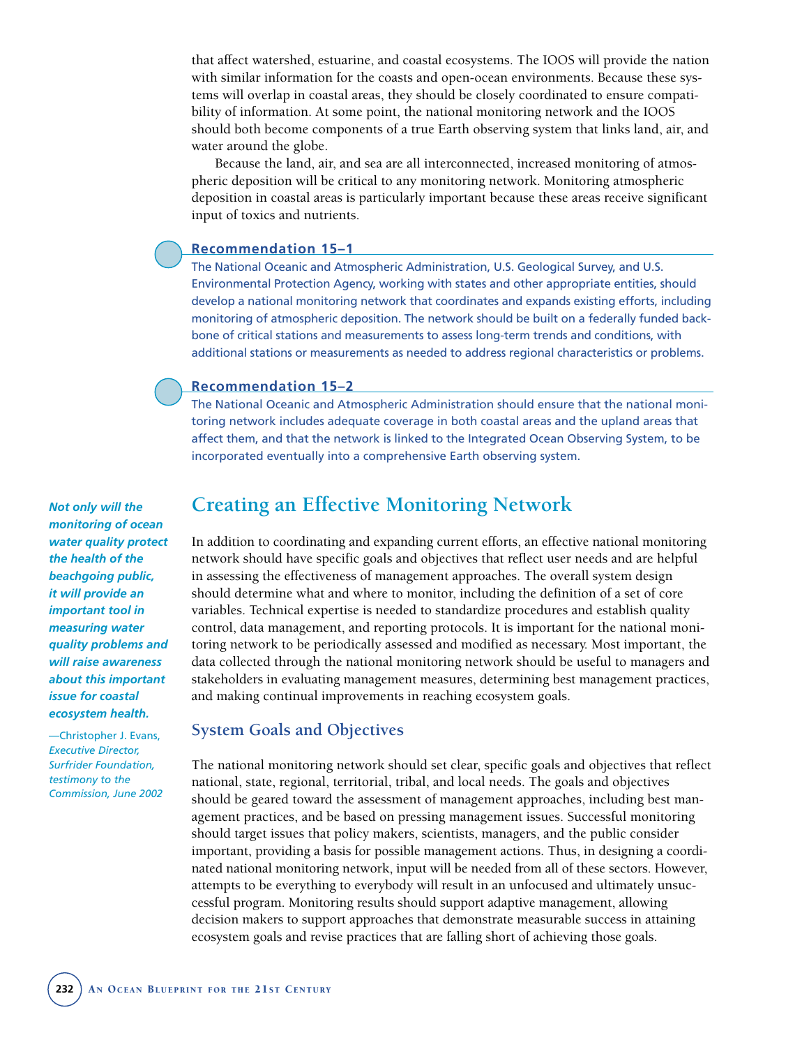that affect watershed, estuarine, and coastal ecosystems. The IOOS will provide the nation with similar information for the coasts and open-ocean environments. Because these systems will overlap in coastal areas, they should be closely coordinated to ensure compatibility of information. At some point, the national monitoring network and the IOOS should both become components of a true Earth observing system that links land, air, and water around the globe.

Because the land, air, and sea are all interconnected, increased monitoring of atmospheric deposition will be critical to any monitoring network. Monitoring atmospheric deposition in coastal areas is particularly important because these areas receive significant input of toxics and nutrients.

**Recommendation 15–1**

The National Oceanic and Atmospheric Administration, U.S. Geological Survey, and U.S. Environmental Protection Agency, working with states and other appropriate entities, should develop a national monitoring network that coordinates and expands existing efforts, including monitoring of atmospheric deposition. The network should be built on a federally funded backbone of critical stations and measurements to assess long-term trends and conditions, with additional stations or measurements as needed to address regional characteristics or problems.

**Recommendation 15–2**

The National Oceanic and Atmospheric Administration should ensure that the national monitoring network includes adequate coverage in both coastal areas and the upland areas that affect them, and that the network is linked to the Integrated Ocean Observing System, to be incorporated eventually into a comprehensive Earth observing system.

## Creating an Effective Monitoring Network

> ***Not only will the monitoring of ocean water quality protect the health of the beachgoing public, it will provide an important tool in measuring water quality problems and will raise awareness about this important issue for coastal ecosystem health.***
>
> —Christopher J. Evans, *Executive Director, Surfrider Foundation, testimony to the Commission, June 2002*

In addition to coordinating and expanding current efforts, an effective national monitoring network should have specific goals and objectives that reflect user needs and are helpful in assessing the effectiveness of management approaches. The overall system design should determine what and where to monitor, including the definition of a set of core variables. Technical expertise is needed to standardize procedures and establish quality control, data management, and reporting protocols. It is important for the national monitoring network to be periodically assessed and modified as necessary. Most important, the data collected through the national monitoring network should be useful to managers and stakeholders in evaluating management measures, determining best management practices, and making continual improvements in reaching ecosystem goals.

### System Goals and Objectives

The national monitoring network should set clear, specific goals and objectives that reflect national, state, regional, territorial, tribal, and local needs. The goals and objectives should be geared toward the assessment of management approaches, including best management practices, and be based on pressing management issues. Successful monitoring should target issues that policy makers, scientists, managers, and the public consider important, providing a basis for possible management actions. Thus, in designing a coordinated national monitoring network, input will be needed from all of these sectors. However, attempts to be everything to everybody will result in an unfocused and ultimately unsuccessful program. Monitoring results should support adaptive management, allowing decision makers to support approaches that demonstrate measurable success in attaining ecosystem goals and revise practices that are falling short of achieving those goals.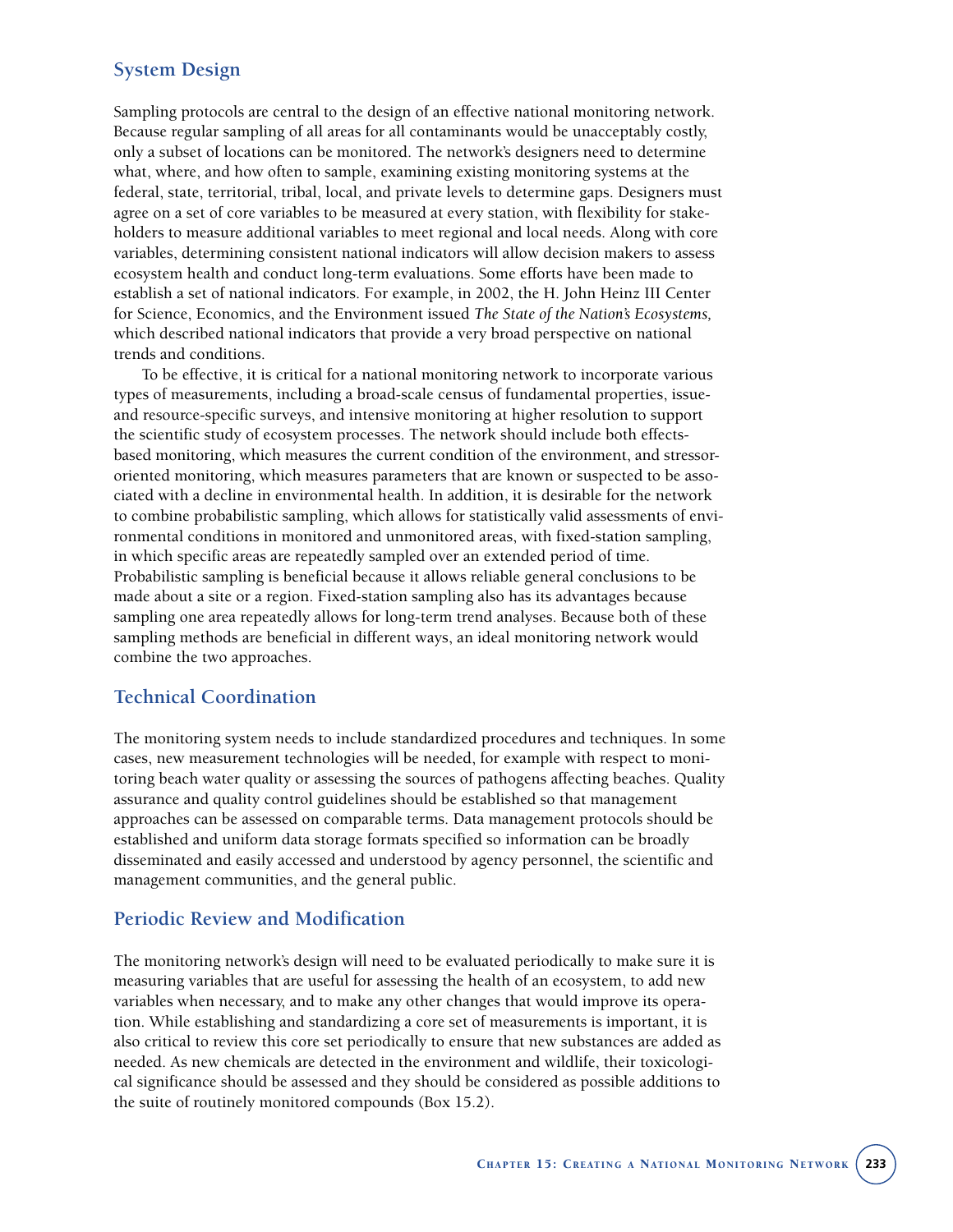## System Design

Sampling protocols are central to the design of an effective national monitoring network. Because regular sampling of all areas for all contaminants would be unacceptably costly, only a subset of locations can be monitored. The network's designers need to determine what, where, and how often to sample, examining existing monitoring systems at the federal, state, territorial, tribal, local, and private levels to determine gaps. Designers must agree on a set of core variables to be measured at every station, with flexibility for stakeholders to measure additional variables to meet regional and local needs. Along with core variables, determining consistent national indicators will allow decision makers to assess ecosystem health and conduct long-term evaluations. Some efforts have been made to establish a set of national indicators. For example, in 2002, the H. John Heinz III Center for Science, Economics, and the Environment issued *The State of the Nation's Ecosystems,* which described national indicators that provide a very broad perspective on national trends and conditions.

To be effective, it is critical for a national monitoring network to incorporate various types of measurements, including a broad-scale census of fundamental properties, issue- and resource-specific surveys, and intensive monitoring at higher resolution to support the scientific study of ecosystem processes. The network should include both effects-based monitoring, which measures the current condition of the environment, and stressor-oriented monitoring, which measures parameters that are known or suspected to be associated with a decline in environmental health. In addition, it is desirable for the network to combine probabilistic sampling, which allows for statistically valid assessments of environmental conditions in monitored and unmonitored areas, with fixed-station sampling, in which specific areas are repeatedly sampled over an extended period of time. Probabilistic sampling is beneficial because it allows reliable general conclusions to be made about a site or a region. Fixed-station sampling also has its advantages because sampling one area repeatedly allows for long-term trend analyses. Because both of these sampling methods are beneficial in different ways, an ideal monitoring network would combine the two approaches.

## Technical Coordination

The monitoring system needs to include standardized procedures and techniques. In some cases, new measurement technologies will be needed, for example with respect to monitoring beach water quality or assessing the sources of pathogens affecting beaches. Quality assurance and quality control guidelines should be established so that management approaches can be assessed on comparable terms. Data management protocols should be established and uniform data storage formats specified so information can be broadly disseminated and easily accessed and understood by agency personnel, the scientific and management communities, and the general public.

## Periodic Review and Modification

The monitoring network's design will need to be evaluated periodically to make sure it is measuring variables that are useful for assessing the health of an ecosystem, to add new variables when necessary, and to make any other changes that would improve its operation. While establishing and standardizing a core set of measurements is important, it is also critical to review this core set periodically to ensure that new substances are added as needed. As new chemicals are detected in the environment and wildlife, their toxicological significance should be assessed and they should be considered as possible additions to the suite of routinely monitored compounds (Box 15.2).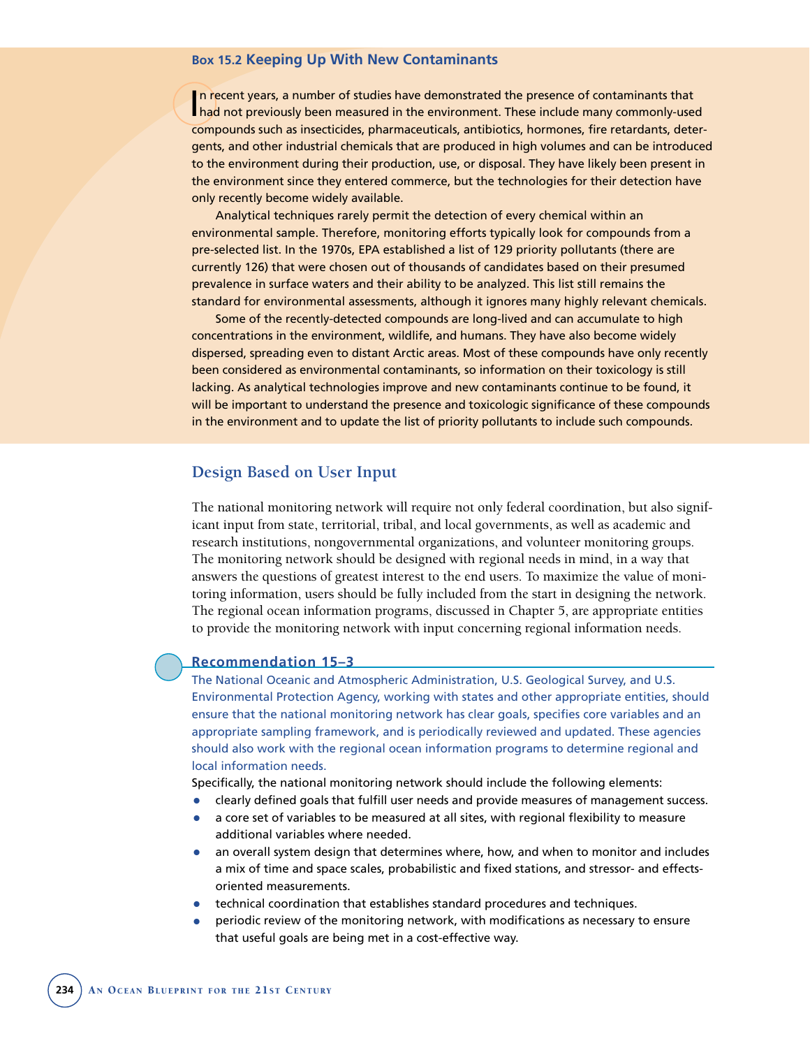### Box 15.2 Keeping Up With New Contaminants

In recent years, a number of studies have demonstrated the presence of contaminants that had not previously been measured in the environment. These include many commonly-used compounds such as insecticides, pharmaceuticals, antibiotics, hormones, fire retardants, detergents, and other industrial chemicals that are produced in high volumes and can be introduced to the environment during their production, use, or disposal. They have likely been present in the environment since they entered commerce, but the technologies for their detection have only recently become widely available.

Analytical techniques rarely permit the detection of every chemical within an environmental sample. Therefore, monitoring efforts typically look for compounds from a pre-selected list. In the 1970s, EPA established a list of 129 priority pollutants (there are currently 126) that were chosen out of thousands of candidates based on their presumed prevalence in surface waters and their ability to be analyzed. This list still remains the standard for environmental assessments, although it ignores many highly relevant chemicals.

Some of the recently-detected compounds are long-lived and can accumulate to high concentrations in the environment, wildlife, and humans. They have also become widely dispersed, spreading even to distant Arctic areas. Most of these compounds have only recently been considered as environmental contaminants, so information on their toxicology is still lacking. As analytical technologies improve and new contaminants continue to be found, it will be important to understand the presence and toxicologic significance of these compounds in the environment and to update the list of priority pollutants to include such compounds.

## Design Based on User Input

The national monitoring network will require not only federal coordination, but also significant input from state, territorial, tribal, and local governments, as well as academic and research institutions, nongovernmental organizations, and volunteer monitoring groups. The monitoring network should be designed with regional needs in mind, in a way that answers the questions of greatest interest to the end users. To maximize the value of monitoring information, users should be fully included from the start in designing the network. The regional ocean information programs, discussed in Chapter 5, are appropriate entities to provide the monitoring network with input concerning regional information needs.

**Recommendation 15–3**

The National Oceanic and Atmospheric Administration, U.S. Geological Survey, and U.S. Environmental Protection Agency, working with states and other appropriate entities, should ensure that the national monitoring network has clear goals, specifies core variables and an appropriate sampling framework, and is periodically reviewed and updated. These agencies should also work with the regional ocean information programs to determine regional and local information needs.

Specifically, the national monitoring network should include the following elements:

- clearly defined goals that fulfill user needs and provide measures of management success.
- a core set of variables to be measured at all sites, with regional flexibility to measure additional variables where needed.
- an overall system design that determines where, how, and when to monitor and includes a mix of time and space scales, probabilistic and fixed stations, and stressor- and effects-oriented measurements.
- technical coordination that establishes standard procedures and techniques.
- periodic review of the monitoring network, with modifications as necessary to ensure that useful goals are being met in a cost-effective way.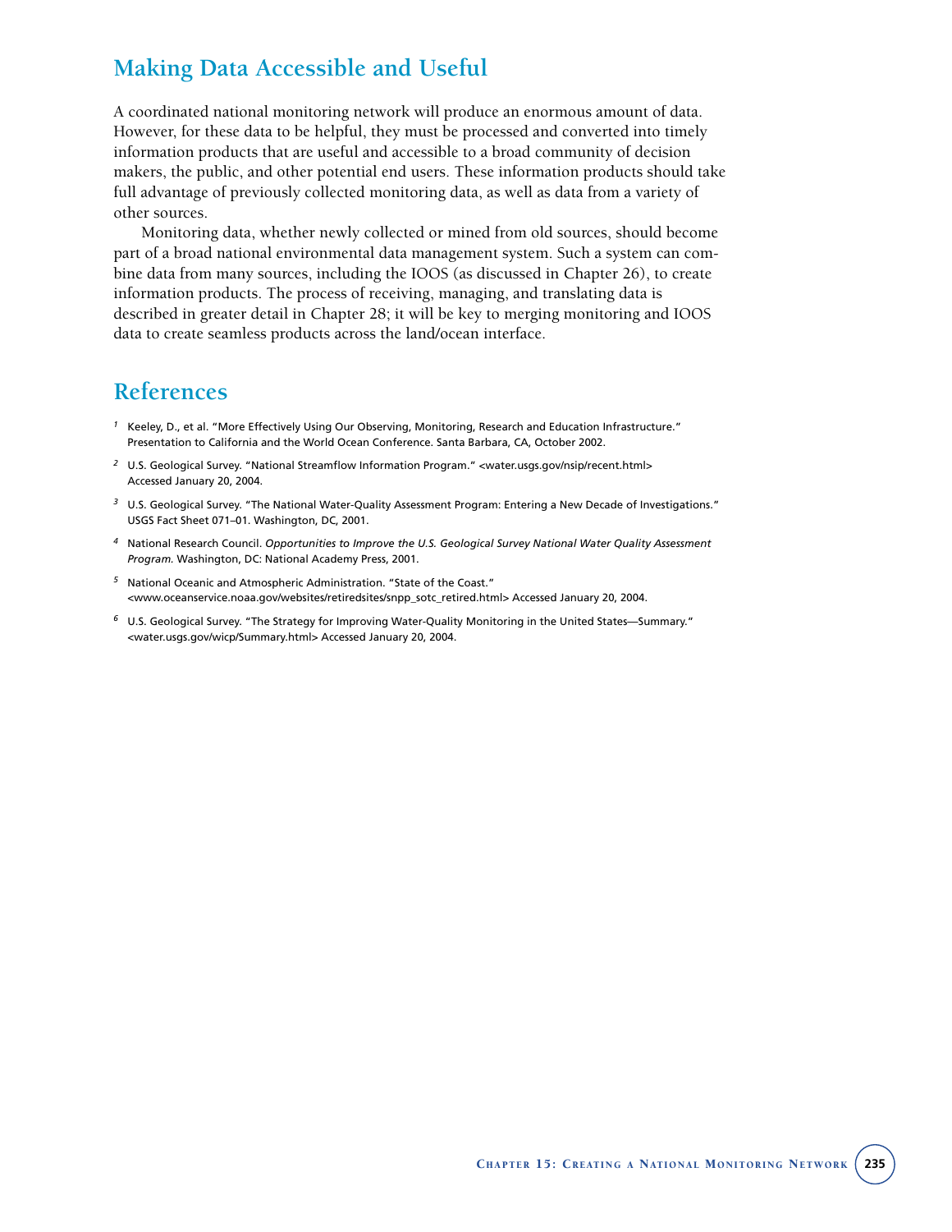## Making Data Accessible and Useful

A coordinated national monitoring network will produce an enormous amount of data. However, for these data to be helpful, they must be processed and converted into timely information products that are useful and accessible to a broad community of decision makers, the public, and other potential end users. These information products should take full advantage of previously collected monitoring data, as well as data from a variety of other sources.

Monitoring data, whether newly collected or mined from old sources, should become part of a broad national environmental data management system. Such a system can combine data from many sources, including the IOOS (as discussed in Chapter 26), to create information products. The process of receiving, managing, and translating data is described in greater detail in Chapter 28; it will be key to merging monitoring and IOOS data to create seamless products across the land/ocean interface.

## References

[1] Keeley, D., et al. "More Effectively Using Our Observing, Monitoring, Research and Education Infrastructure." Presentation to California and the World Ocean Conference. Santa Barbara, CA, October 2002.

[2] U.S. Geological Survey. "National Streamflow Information Program." <water.usgs.gov/nsip/recent.html> Accessed January 20, 2004.

[3] U.S. Geological Survey. "The National Water-Quality Assessment Program: Entering a New Decade of Investigations." USGS Fact Sheet 071–01. Washington, DC, 2001.

[4] National Research Council. *Opportunities to Improve the U.S. Geological Survey National Water Quality Assessment Program.* Washington, DC: National Academy Press, 2001.

[5] National Oceanic and Atmospheric Administration. "State of the Coast." <www.oceanservice.noaa.gov/websites/retiredsites/snpp_sotc_retired.html> Accessed January 20, 2004.

[6] U.S. Geological Survey. "The Strategy for Improving Water-Quality Monitoring in the United States—Summary." <water.usgs.gov/wicp/Summary.html> Accessed January 20, 2004.